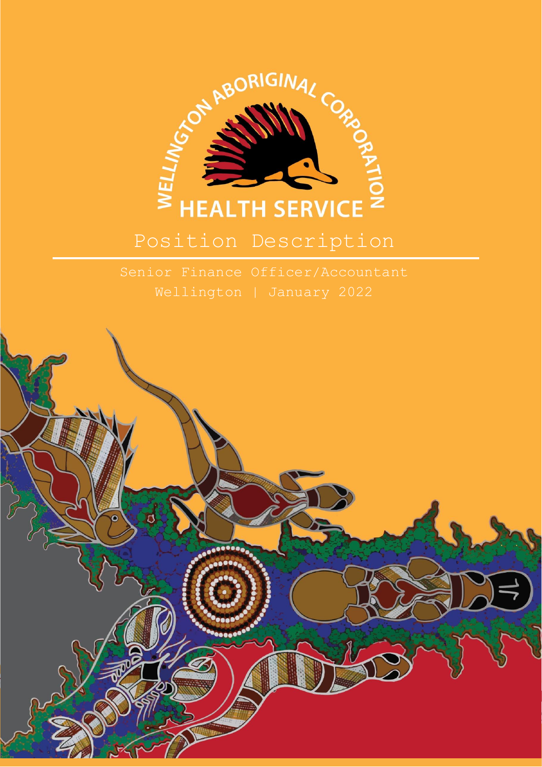WELLINGTON ABORIGINAL CORPORATION
HEALTH SERVICE

# Position Description

Senior Finance Officer/Accountant

Wellington | January 2022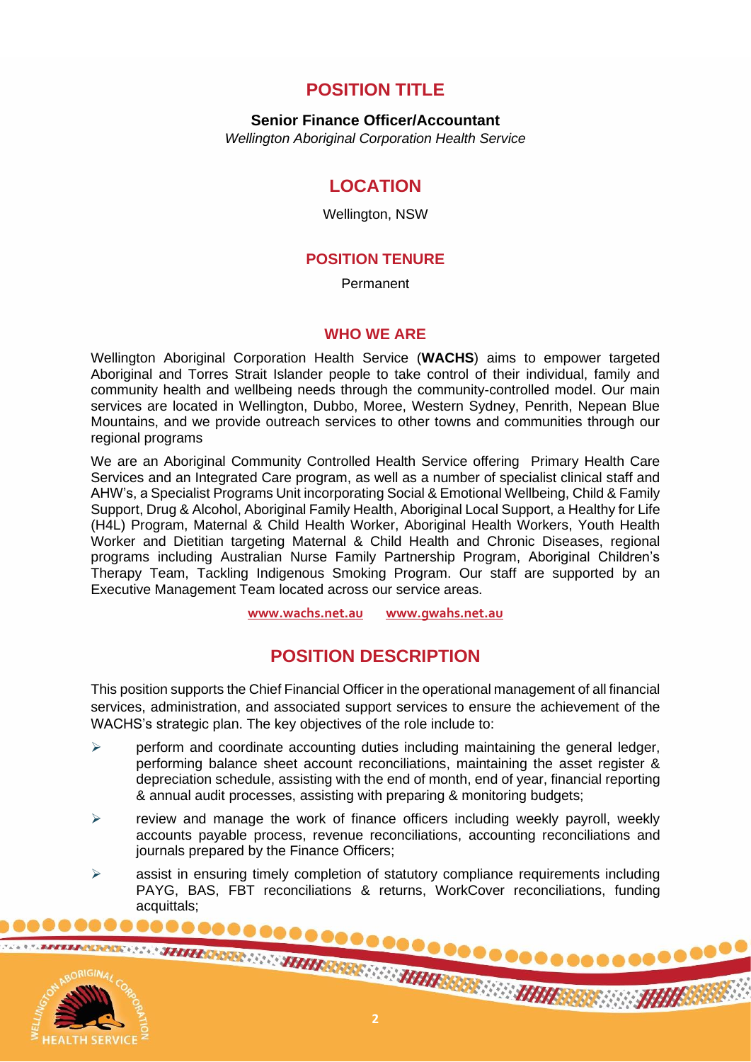## POSITION TITLE

**Senior Finance Officer/Accountant**

*Wellington Aboriginal Corporation Health Service*

## LOCATION

Wellington, NSW

### POSITION TENURE

Permanent

### WHO WE ARE

Wellington Aboriginal Corporation Health Service (**WACHS**) aims to empower targeted Aboriginal and Torres Strait Islander people to take control of their individual, family and community health and wellbeing needs through the community-controlled model. Our main services are located in Wellington, Dubbo, Moree, Western Sydney, Penrith, Nepean Blue Mountains, and we provide outreach services to other towns and communities through our regional programs

We are an Aboriginal Community Controlled Health Service offering Primary Health Care Services and an Integrated Care program, as well as a number of specialist clinical staff and AHW's, a Specialist Programs Unit incorporating Social & Emotional Wellbeing, Child & Family Support, Drug & Alcohol, Aboriginal Family Health, Aboriginal Local Support, a Healthy for Life (H4L) Program, Maternal & Child Health Worker, Aboriginal Health Workers, Youth Health Worker and Dietitian targeting Maternal & Child Health and Chronic Diseases, regional programs including Australian Nurse Family Partnership Program, Aboriginal Children's Therapy Team, Tackling Indigenous Smoking Program. Our staff are supported by an Executive Management Team located across our service areas.

www.wachs.net.au www.gwahs.net.au

## POSITION DESCRIPTION

This position supports the Chief Financial Officer in the operational management of all financial services, administration, and associated support services to ensure the achievement of the WACHS's strategic plan. The key objectives of the role include to:

- perform and coordinate accounting duties including maintaining the general ledger, performing balance sheet account reconciliations, maintaining the asset register & depreciation schedule, assisting with the end of month, end of year, financial reporting & annual audit processes, assisting with preparing & monitoring budgets;
- review and manage the work of finance officers including weekly payroll, weekly accounts payable process, revenue reconciliations, accounting reconciliations and journals prepared by the Finance Officers;
- assist in ensuring timely completion of statutory compliance requirements including PAYG, BAS, FBT reconciliations & returns, WorkCover reconciliations, funding acquittals;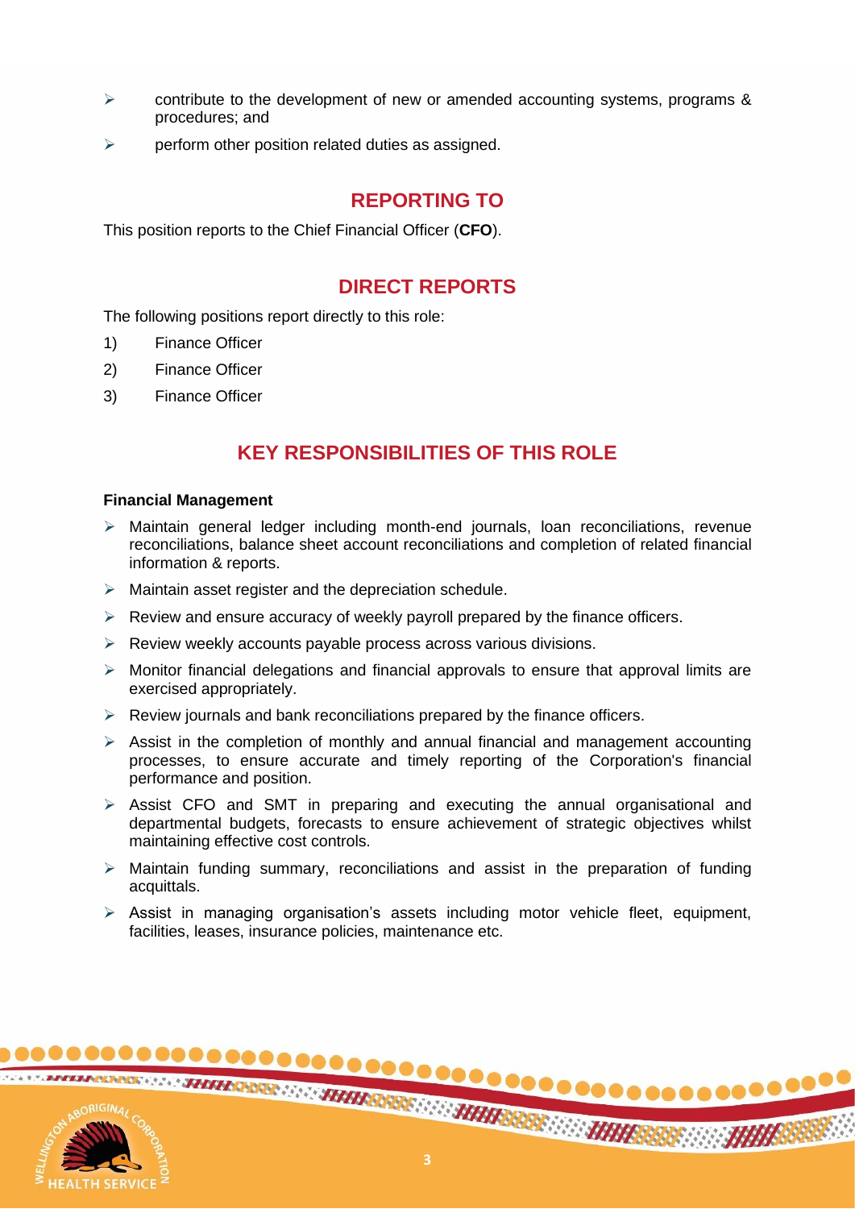- contribute to the development of new or amended accounting systems, programs & procedures; and
- perform other position related duties as assigned.

## REPORTING TO

This position reports to the Chief Financial Officer (**CFO**).

## DIRECT REPORTS

The following positions report directly to this role:

1) Finance Officer
2) Finance Officer
3) Finance Officer

## KEY RESPONSIBILITIES OF THIS ROLE

**Financial Management**

- Maintain general ledger including month-end journals, loan reconciliations, revenue reconciliations, balance sheet account reconciliations and completion of related financial information & reports.
- Maintain asset register and the depreciation schedule.
- Review and ensure accuracy of weekly payroll prepared by the finance officers.
- Review weekly accounts payable process across various divisions.
- Monitor financial delegations and financial approvals to ensure that approval limits are exercised appropriately.
- Review journals and bank reconciliations prepared by the finance officers.
- Assist in the completion of monthly and annual financial and management accounting processes, to ensure accurate and timely reporting of the Corporation's financial performance and position.
- Assist CFO and SMT in preparing and executing the annual organisational and departmental budgets, forecasts to ensure achievement of strategic objectives whilst maintaining effective cost controls.
- Maintain funding summary, reconciliations and assist in the preparation of funding acquittals.
- Assist in managing organisation's assets including motor vehicle fleet, equipment, facilities, leases, insurance policies, maintenance etc.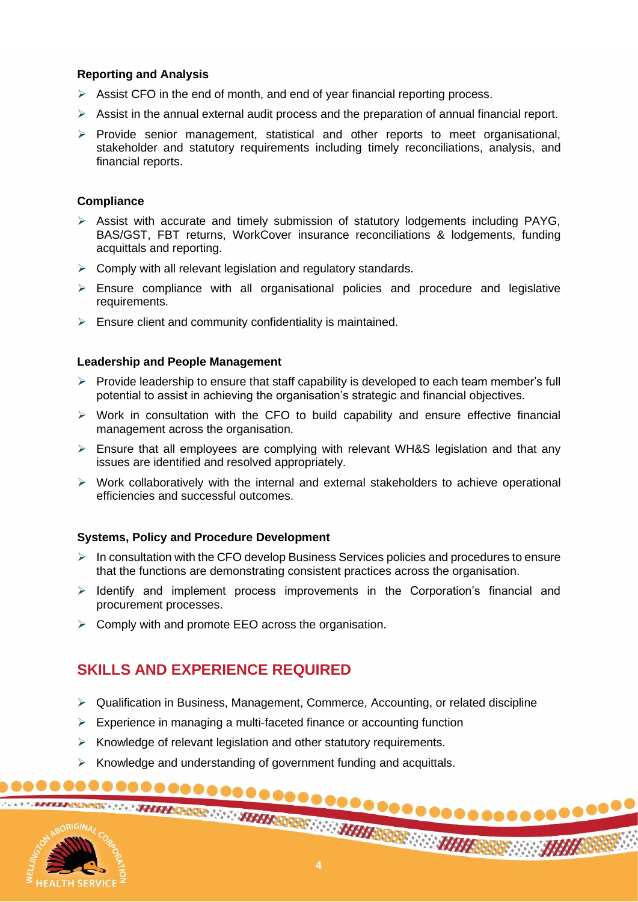#### Reporting and Analysis

- Assist CFO in the end of month, and end of year financial reporting process.
- Assist in the annual external audit process and the preparation of annual financial report.
- Provide senior management, statistical and other reports to meet organisational, stakeholder and statutory requirements including timely reconciliations, analysis, and financial reports.

#### Compliance

- Assist with accurate and timely submission of statutory lodgements including PAYG, BAS/GST, FBT returns, WorkCover insurance reconciliations & lodgements, funding acquittals and reporting.
- Comply with all relevant legislation and regulatory standards.
- Ensure compliance with all organisational policies and procedure and legislative requirements.
- Ensure client and community confidentiality is maintained.

#### Leadership and People Management

- Provide leadership to ensure that staff capability is developed to each team member's full potential to assist in achieving the organisation's strategic and financial objectives.
- Work in consultation with the CFO to build capability and ensure effective financial management across the organisation.
- Ensure that all employees are complying with relevant WH&S legislation and that any issues are identified and resolved appropriately.
- Work collaboratively with the internal and external stakeholders to achieve operational efficiencies and successful outcomes.

#### Systems, Policy and Procedure Development

- In consultation with the CFO develop Business Services policies and procedures to ensure that the functions are demonstrating consistent practices across the organisation.
- Identify and implement process improvements in the Corporation's financial and procurement processes.
- Comply with and promote EEO across the organisation.

## SKILLS AND EXPERIENCE REQUIRED

- Qualification in Business, Management, Commerce, Accounting, or related discipline
- Experience in managing a multi-faceted finance or accounting function
- Knowledge of relevant legislation and other statutory requirements.
- Knowledge and understanding of government funding and acquittals.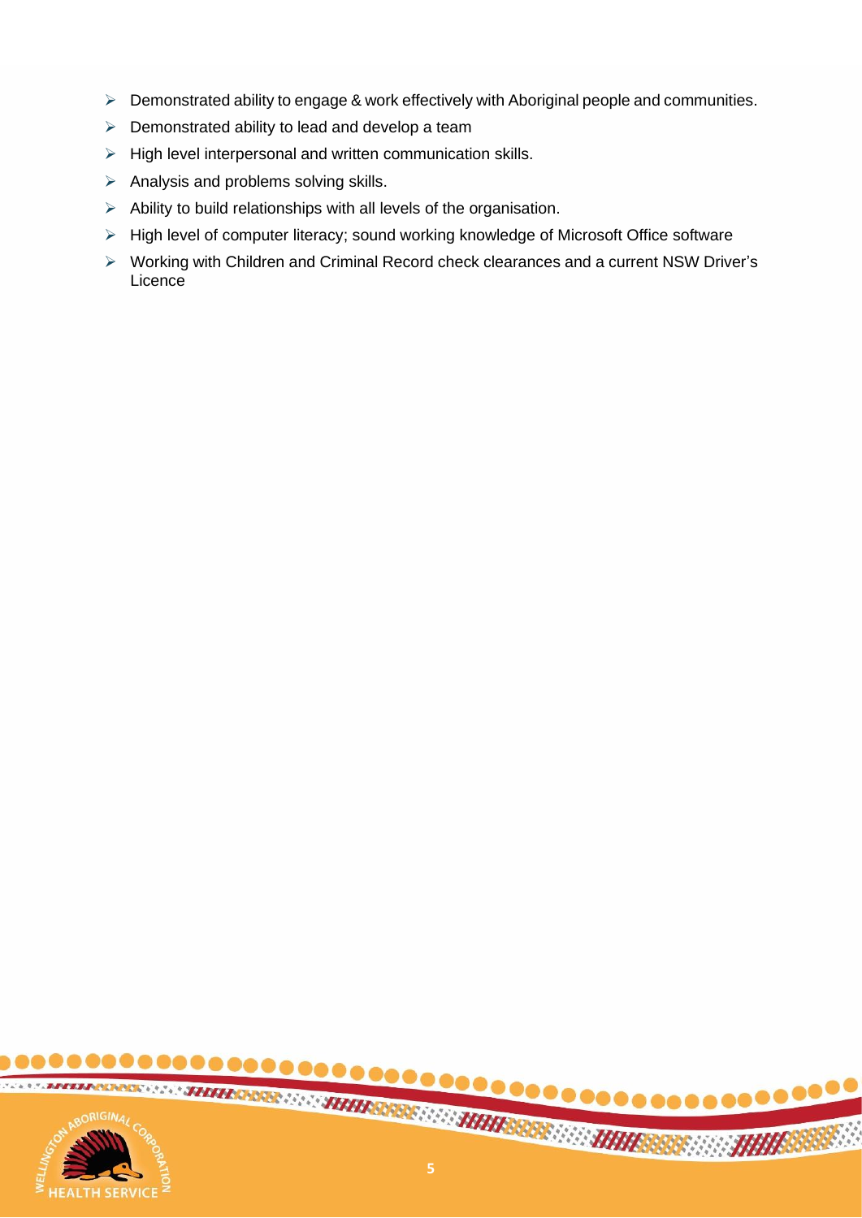- Demonstrated ability to engage & work effectively with Aboriginal people and communities.
- Demonstrated ability to lead and develop a team
- High level interpersonal and written communication skills.
- Analysis and problems solving skills.
- Ability to build relationships with all levels of the organisation.
- High level of computer literacy; sound working knowledge of Microsoft Office software
- Working with Children and Criminal Record check clearances and a current NSW Driver's Licence